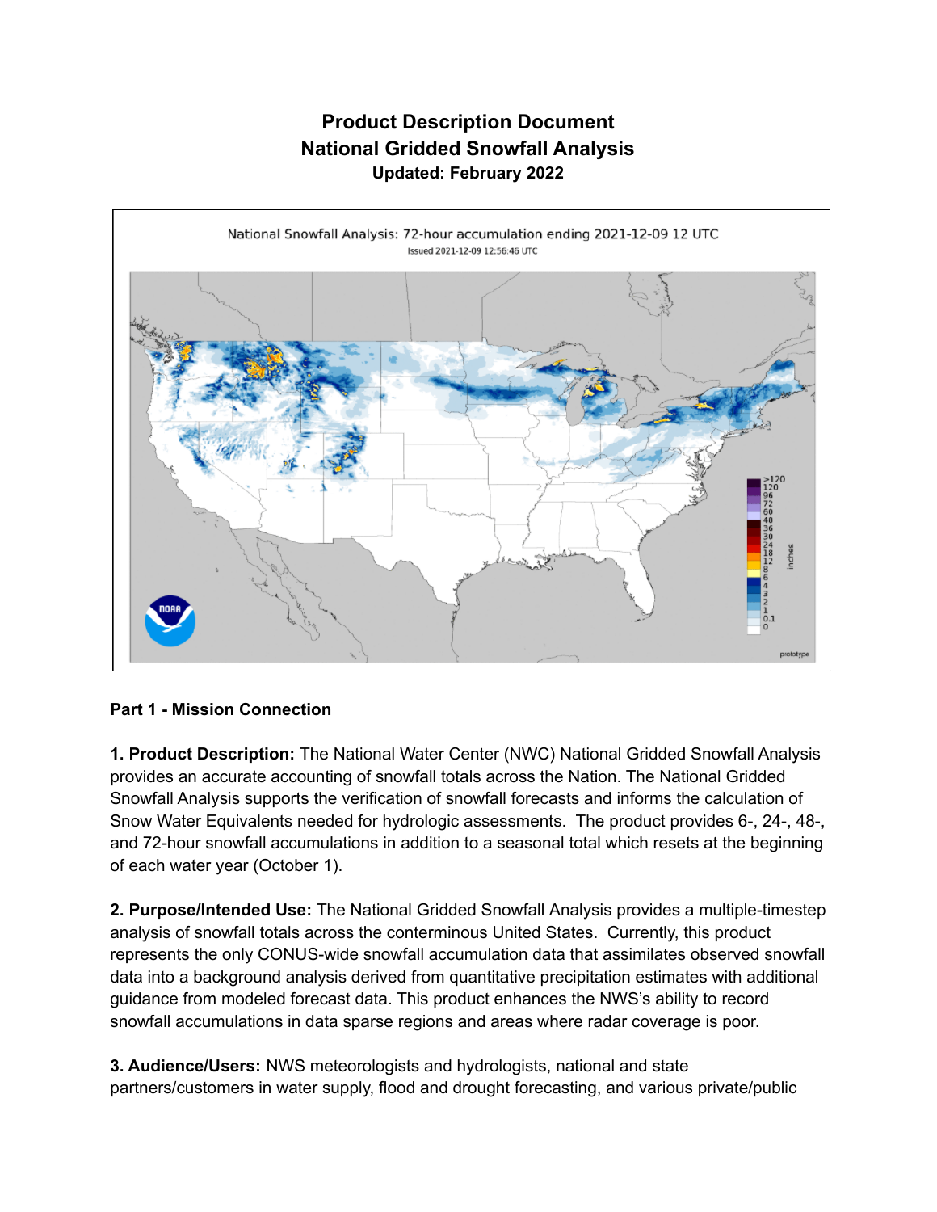# Product Description Document
## National Gridded Snowfall Analysis
**Updated: February 2022**

### Part 1 - Mission Connection

**1. Product Description:** The National Water Center (NWC) National Gridded Snowfall Analysis provides an accurate accounting of snowfall totals across the Nation. The National Gridded Snowfall Analysis supports the verification of snowfall forecasts and informs the calculation of Snow Water Equivalents needed for hydrologic assessments. The product provides 6-, 24-, 48-, and 72-hour snowfall accumulations in addition to a seasonal total which resets at the beginning of each water year (October 1).

**2. Purpose/Intended Use:** The National Gridded Snowfall Analysis provides a multiple-timestep analysis of snowfall totals across the conterminous United States. Currently, this product represents the only CONUS-wide snowfall accumulation data that assimilates observed snowfall data into a background analysis derived from quantitative precipitation estimates with additional guidance from modeled forecast data. This product enhances the NWS's ability to record snowfall accumulations in data sparse regions and areas where radar coverage is poor.

**3. Audience/Users:** NWS meteorologists and hydrologists, national and state partners/customers in water supply, flood and drought forecasting, and various private/public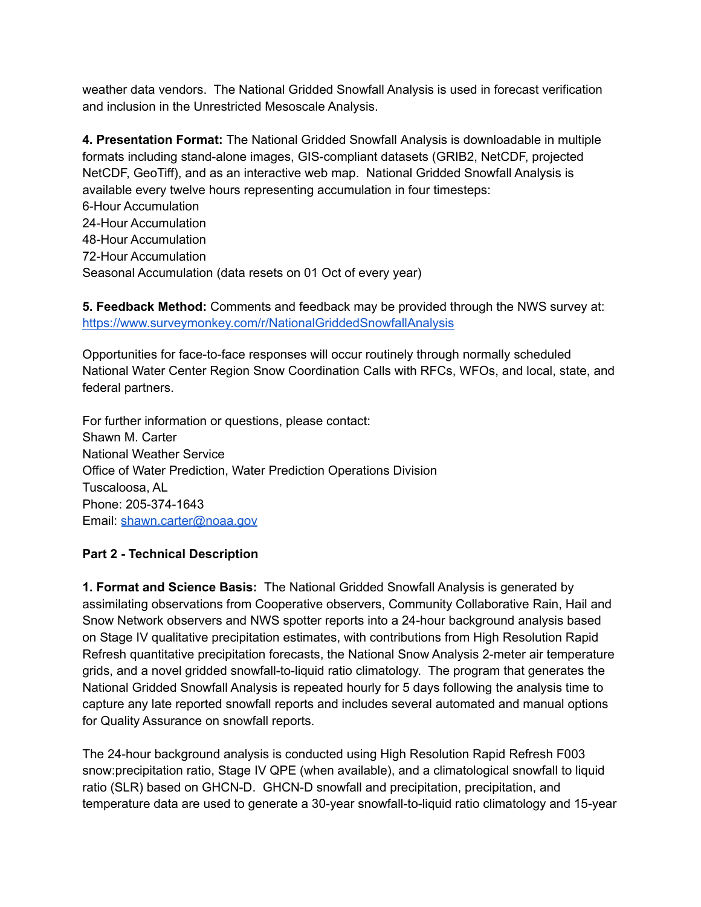weather data vendors. The National Gridded Snowfall Analysis is used in forecast verification and inclusion in the Unrestricted Mesoscale Analysis.

**4. Presentation Format:** The National Gridded Snowfall Analysis is downloadable in multiple formats including stand-alone images, GIS-compliant datasets (GRIB2, NetCDF, projected NetCDF, GeoTiff), and as an interactive web map. National Gridded Snowfall Analysis is available every twelve hours representing accumulation in four timesteps:
6-Hour Accumulation
24-Hour Accumulation
48-Hour Accumulation
72-Hour Accumulation
Seasonal Accumulation (data resets on 01 Oct of every year)

**5. Feedback Method:** Comments and feedback may be provided through the NWS survey at: https://www.surveymonkey.com/r/NationalGriddedSnowfallAnalysis

Opportunities for face-to-face responses will occur routinely through normally scheduled National Water Center Region Snow Coordination Calls with RFCs, WFOs, and local, state, and federal partners.

For further information or questions, please contact:
Shawn M. Carter
National Weather Service
Office of Water Prediction, Water Prediction Operations Division
Tuscaloosa, AL
Phone: 205-374-1643
Email: shawn.carter@noaa.gov

## Part 2 - Technical Description

**1. Format and Science Basis:** The National Gridded Snowfall Analysis is generated by assimilating observations from Cooperative observers, Community Collaborative Rain, Hail and Snow Network observers and NWS spotter reports into a 24-hour background analysis based on Stage IV qualitative precipitation estimates, with contributions from High Resolution Rapid Refresh quantitative precipitation forecasts, the National Snow Analysis 2-meter air temperature grids, and a novel gridded snowfall-to-liquid ratio climatology. The program that generates the National Gridded Snowfall Analysis is repeated hourly for 5 days following the analysis time to capture any late reported snowfall reports and includes several automated and manual options for Quality Assurance on snowfall reports.

The 24-hour background analysis is conducted using High Resolution Rapid Refresh F003 snow:precipitation ratio, Stage IV QPE (when available), and a climatological snowfall to liquid ratio (SLR) based on GHCN-D. GHCN-D snowfall and precipitation, precipitation, and temperature data are used to generate a 30-year snowfall-to-liquid ratio climatology and 15-year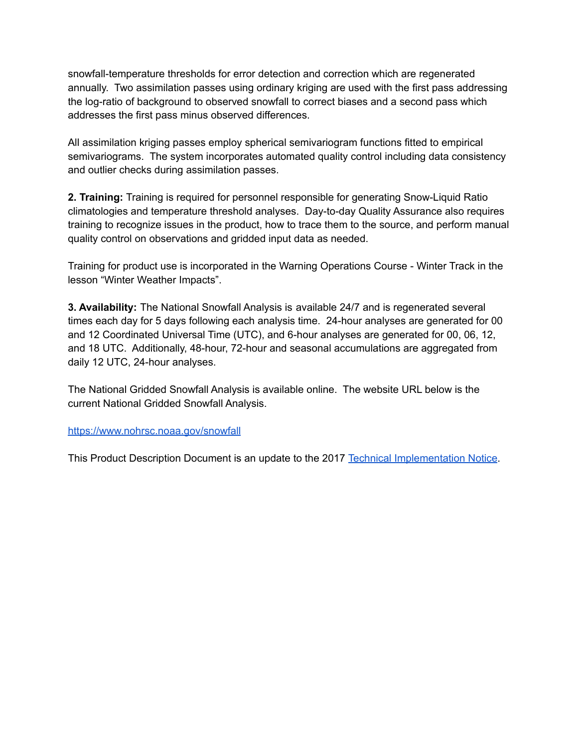snowfall-temperature thresholds for error detection and correction which are regenerated annually. Two assimilation passes using ordinary kriging are used with the first pass addressing the log-ratio of background to observed snowfall to correct biases and a second pass which addresses the first pass minus observed differences.

All assimilation kriging passes employ spherical semivariogram functions fitted to empirical semivariograms. The system incorporates automated quality control including data consistency and outlier checks during assimilation passes.

**2. Training:** Training is required for personnel responsible for generating Snow-Liquid Ratio climatologies and temperature threshold analyses. Day-to-day Quality Assurance also requires training to recognize issues in the product, how to trace them to the source, and perform manual quality control on observations and gridded input data as needed.

Training for product use is incorporated in the Warning Operations Course - Winter Track in the lesson “Winter Weather Impacts”.

**3. Availability:** The National Snowfall Analysis is available 24/7 and is regenerated several times each day for 5 days following each analysis time. 24-hour analyses are generated for 00 and 12 Coordinated Universal Time (UTC), and 6-hour analyses are generated for 00, 06, 12, and 18 UTC. Additionally, 48-hour, 72-hour and seasonal accumulations are aggregated from daily 12 UTC, 24-hour analyses.

The National Gridded Snowfall Analysis is available online. The website URL below is the current National Gridded Snowfall Analysis.

[https://www.nohrsc.noaa.gov/snowfall](https://www.nohrsc.noaa.gov/snowfall)

This Product Description Document is an update to the 2017 Technical Implementation Notice.